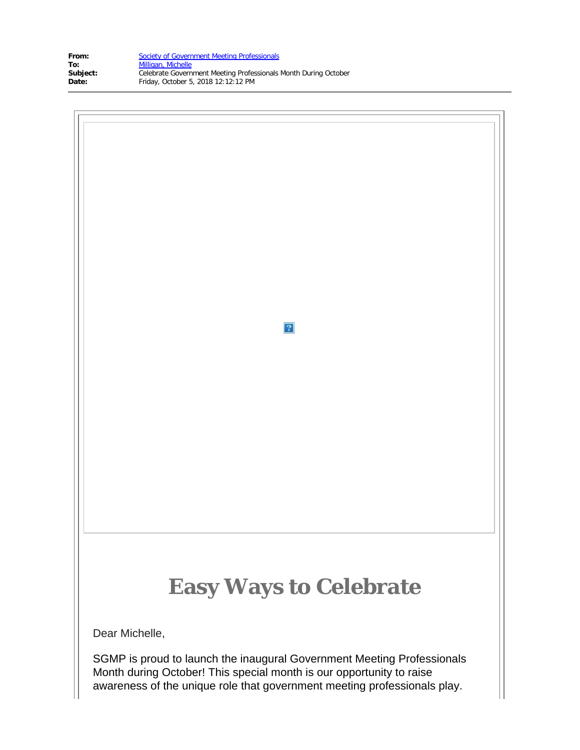**From:** Society of Government Meeting Professionals
**To:** Milligan, Michelle
**Subject:** Celebrate Government Meeting Professionals Month During October
**Date:** Friday, October 5, 2018 12:12:12 PM

# Easy Ways to Celebrate

Dear Michelle,

SGMP is proud to launch the inaugural Government Meeting Professionals Month during October! This special month is our opportunity to raise awareness of the unique role that government meeting professionals play.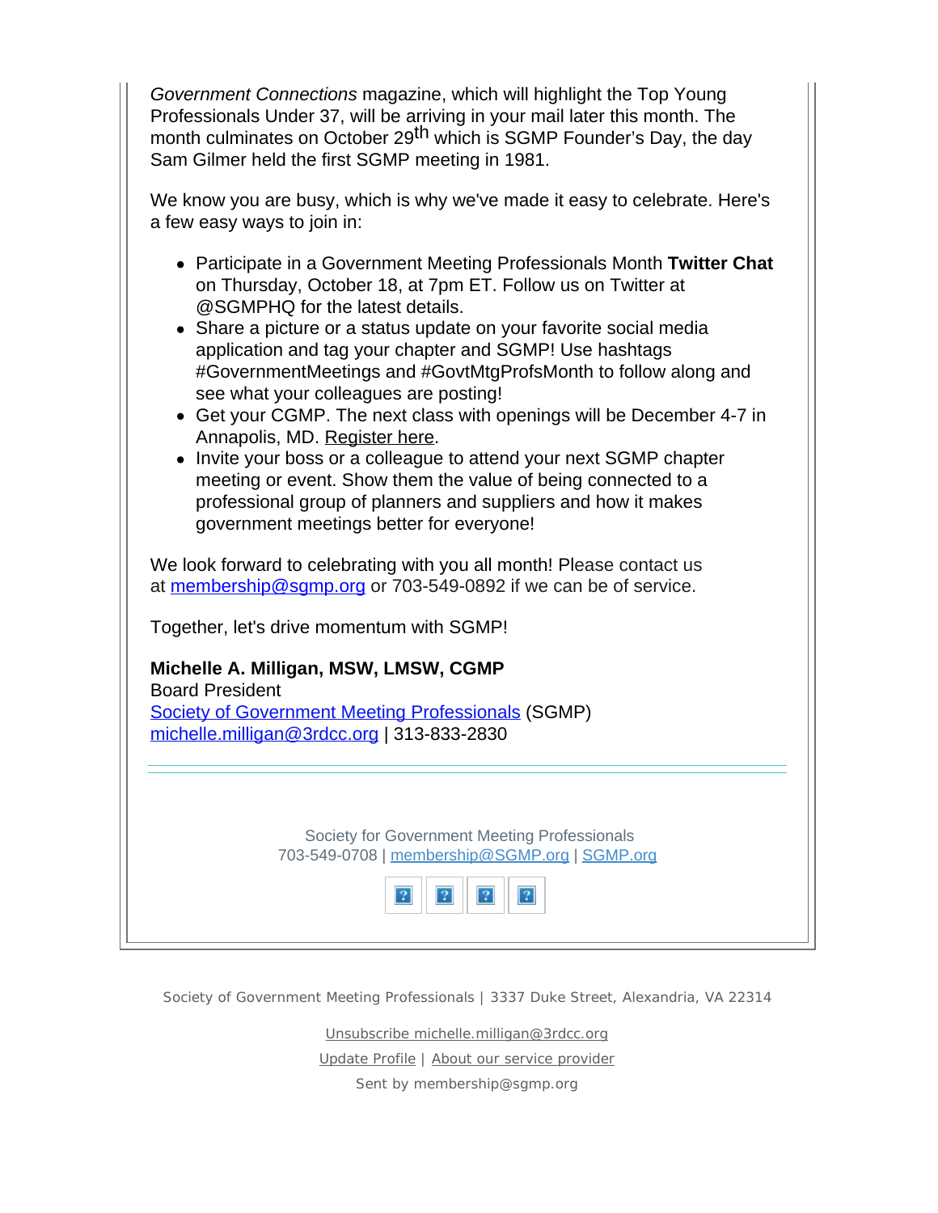*Government Connections* magazine, which will highlight the Top Young Professionals Under 37, will be arriving in your mail later this month. The month culminates on October 29th which is SGMP Founder's Day, the day Sam Gilmer held the first SGMP meeting in 1981.

We know you are busy, which is why we've made it easy to celebrate. Here's a few easy ways to join in:

- Participate in a Government Meeting Professionals Month **Twitter Chat** on Thursday, October 18, at 7pm ET. Follow us on Twitter at @SGMPHQ for the latest details.
- Share a picture or a status update on your favorite social media application and tag your chapter and SGMP! Use hashtags #GovernmentMeetings and #GovtMtgProfsMonth to follow along and see what your colleagues are posting!
- Get your CGMP. The next class with openings will be December 4-7 in Annapolis, MD. Register here.
- Invite your boss or a colleague to attend your next SGMP chapter meeting or event. Show them the value of being connected to a professional group of planners and suppliers and how it makes government meetings better for everyone!

We look forward to celebrating with you all month! Please contact us at membership@sgmp.org or 703-549-0892 if we can be of service.

Together, let's drive momentum with SGMP!

**Michelle A. Milligan, MSW, LMSW, CGMP**
Board President
Society of Government Meeting Professionals (SGMP)
michelle.milligan@3rdcc.org | 313-833-2830

---

Society for Government Meeting Professionals
703-549-0708 | membership@SGMP.org | SGMP.org

Society of Government Meeting Professionals | 3337 Duke Street, Alexandria, VA 22314

Unsubscribe michelle.milligan@3rdcc.org

Update Profile | About our service provider

Sent by membership@sgmp.org